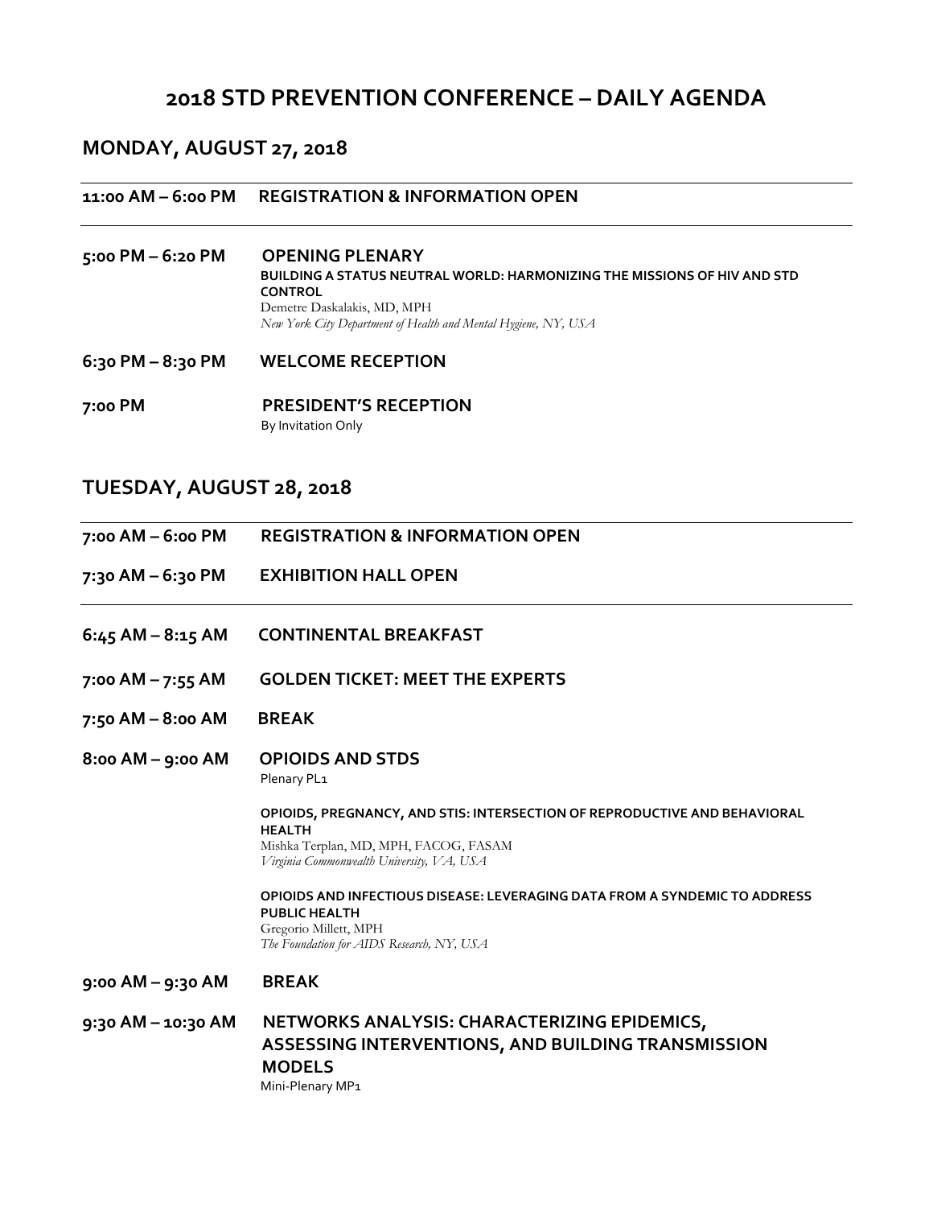# 2018 STD PREVENTION CONFERENCE – DAILY AGENDA

## MONDAY, AUGUST 27, 2018

**11:00 AM – 6:00 PM** **REGISTRATION & INFORMATION OPEN**

---

**5:00 PM – 6:20 PM** **OPENING PLENARY**

**BUILDING A STATUS NEUTRAL WORLD: HARMONIZING THE MISSIONS OF HIV AND STD CONTROL**
Demetre Daskalakis, MD, MPH
*New York City Department of Health and Mental Hygiene, NY, USA*

**6:30 PM – 8:30 PM** **WELCOME RECEPTION**

**7:00 PM** **PRESIDENT'S RECEPTION**
By Invitation Only

## TUESDAY, AUGUST 28, 2018

**7:00 AM – 6:00 PM** **REGISTRATION & INFORMATION OPEN**

**7:30 AM – 6:30 PM** **EXHIBITION HALL OPEN**

---

**6:45 AM – 8:15 AM** **CONTINENTAL BREAKFAST**

**7:00 AM – 7:55 AM** **GOLDEN TICKET: MEET THE EXPERTS**

**7:50 AM – 8:00 AM** **BREAK**

**8:00 AM – 9:00 AM** **OPIOIDS AND STDS**
Plenary PL1

**OPIOIDS, PREGNANCY, AND STIS: INTERSECTION OF REPRODUCTIVE AND BEHAVIORAL HEALTH**
Mishka Terplan, MD, MPH, FACOG, FASAM
*Virginia Commonwealth University, VA, USA*

**OPIOIDS AND INFECTIOUS DISEASE: LEVERAGING DATA FROM A SYNDEMIC TO ADDRESS PUBLIC HEALTH**
Gregorio Millett, MPH
*The Foundation for AIDS Research, NY, USA*

**9:00 AM – 9:30 AM** **BREAK**

**9:30 AM – 10:30 AM** **NETWORKS ANALYSIS: CHARACTERIZING EPIDEMICS, ASSESSING INTERVENTIONS, AND BUILDING TRANSMISSION MODELS**
Mini-Plenary MP1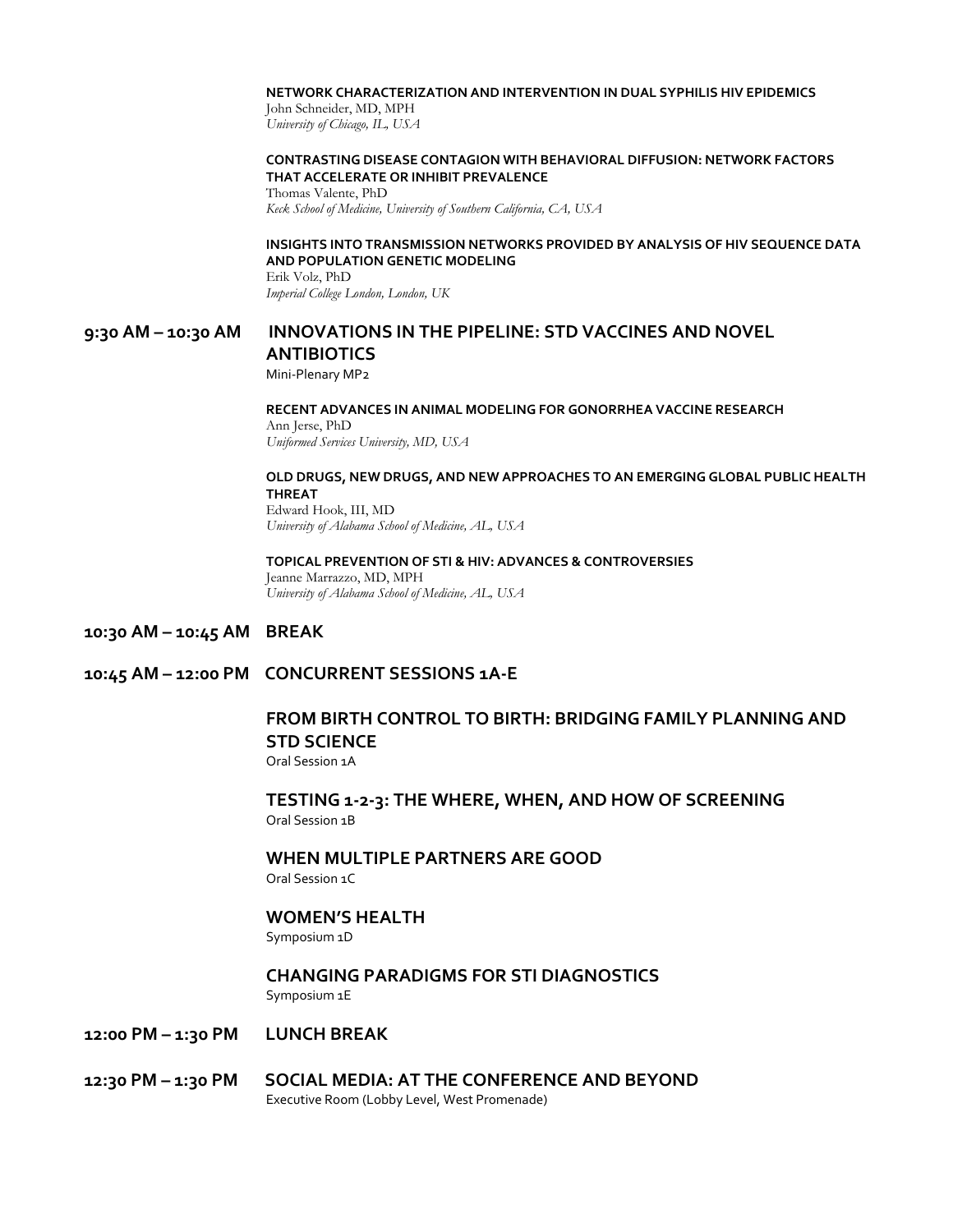**NETWORK CHARACTERIZATION AND INTERVENTION IN DUAL SYPHILIS HIV EPIDEMICS**
John Schneider, MD, MPH
*University of Chicago, IL, USA*

**CONTRASTING DISEASE CONTAGION WITH BEHAVIORAL DIFFUSION: NETWORK FACTORS THAT ACCELERATE OR INHIBIT PREVALENCE**
Thomas Valente, PhD
*Keck School of Medicine, University of Southern California, CA, USA*

**INSIGHTS INTO TRANSMISSION NETWORKS PROVIDED BY ANALYSIS OF HIV SEQUENCE DATA AND POPULATION GENETIC MODELING**
Erik Volz, PhD
*Imperial College London, London, UK*

## 9:30 AM – 10:30 AM INNOVATIONS IN THE PIPELINE: STD VACCINES AND NOVEL ANTIBIOTICS

Mini-Plenary MP2

**RECENT ADVANCES IN ANIMAL MODELING FOR GONORRHEA VACCINE RESEARCH**
Ann Jerse, PhD
*Uniformed Services University, MD, USA*

**OLD DRUGS, NEW DRUGS, AND NEW APPROACHES TO AN EMERGING GLOBAL PUBLIC HEALTH THREAT**
Edward Hook, III, MD
*University of Alabama School of Medicine, AL, USA*

**TOPICAL PREVENTION OF STI & HIV: ADVANCES & CONTROVERSIES**
Jeanne Marrazzo, MD, MPH
*University of Alabama School of Medicine, AL, USA*

## 10:30 AM – 10:45 AM BREAK

## 10:45 AM – 12:00 PM CONCURRENT SESSIONS 1A-E

### FROM BIRTH CONTROL TO BIRTH: BRIDGING FAMILY PLANNING AND STD SCIENCE

Oral Session 1A

### TESTING 1-2-3: THE WHERE, WHEN, AND HOW OF SCREENING

Oral Session 1B

### WHEN MULTIPLE PARTNERS ARE GOOD

Oral Session 1C

### WOMEN'S HEALTH

Symposium 1D

### CHANGING PARADIGMS FOR STI DIAGNOSTICS

Symposium 1E

## 12:00 PM – 1:30 PM LUNCH BREAK

## 12:30 PM – 1:30 PM SOCIAL MEDIA: AT THE CONFERENCE AND BEYOND

Executive Room (Lobby Level, West Promenade)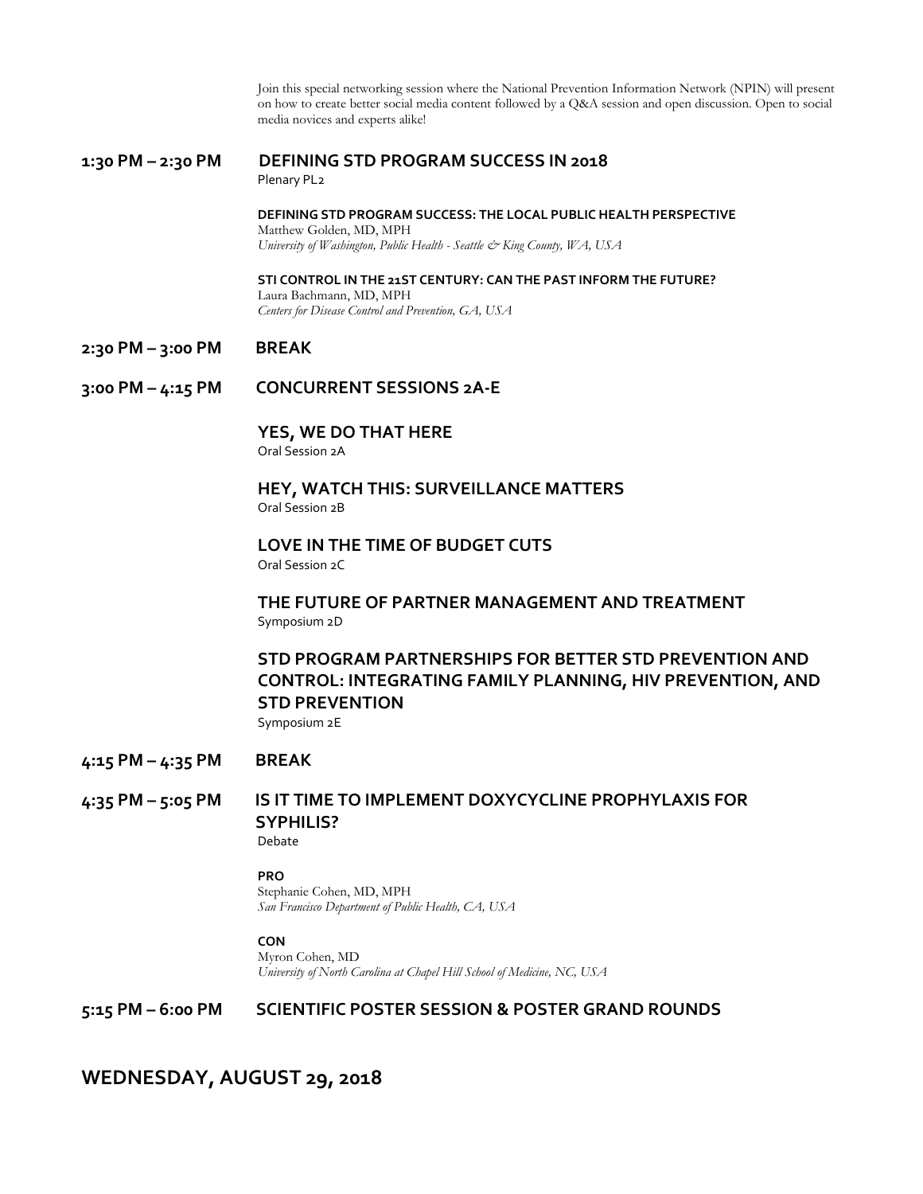Join this special networking session where the National Prevention Information Network (NPIN) will present on how to create better social media content followed by a Q&A session and open discussion. Open to social media novices and experts alike!

**1:30 PM – 2:30 PM** **DEFINING STD PROGRAM SUCCESS IN 2018**
Plenary PL2

**DEFINING STD PROGRAM SUCCESS: THE LOCAL PUBLIC HEALTH PERSPECTIVE**
Matthew Golden, MD, MPH
*University of Washington, Public Health - Seattle & King County, WA, USA*

**STI CONTROL IN THE 21ST CENTURY: CAN THE PAST INFORM THE FUTURE?**
Laura Bachmann, MD, MPH
*Centers for Disease Control and Prevention, GA, USA*

**2:30 PM – 3:00 PM** **BREAK**

**3:00 PM – 4:15 PM** **CONCURRENT SESSIONS 2A-E**

**YES, WE DO THAT HERE**
Oral Session 2A

**HEY, WATCH THIS: SURVEILLANCE MATTERS**
Oral Session 2B

**LOVE IN THE TIME OF BUDGET CUTS**
Oral Session 2C

**THE FUTURE OF PARTNER MANAGEMENT AND TREATMENT**
Symposium 2D

**STD PROGRAM PARTNERSHIPS FOR BETTER STD PREVENTION AND CONTROL: INTEGRATING FAMILY PLANNING, HIV PREVENTION, AND STD PREVENTION**
Symposium 2E

**4:15 PM – 4:35 PM** **BREAK**

**4:35 PM – 5:05 PM** **IS IT TIME TO IMPLEMENT DOXYCYCLINE PROPHYLAXIS FOR SYPHILIS?**
Debate

**PRO**
Stephanie Cohen, MD, MPH
*San Francisco Department of Public Health, CA, USA*

**CON**
Myron Cohen, MD
*University of North Carolina at Chapel Hill School of Medicine, NC, USA*

**5:15 PM – 6:00 PM** **SCIENTIFIC POSTER SESSION & POSTER GRAND ROUNDS**

## WEDNESDAY, AUGUST 29, 2018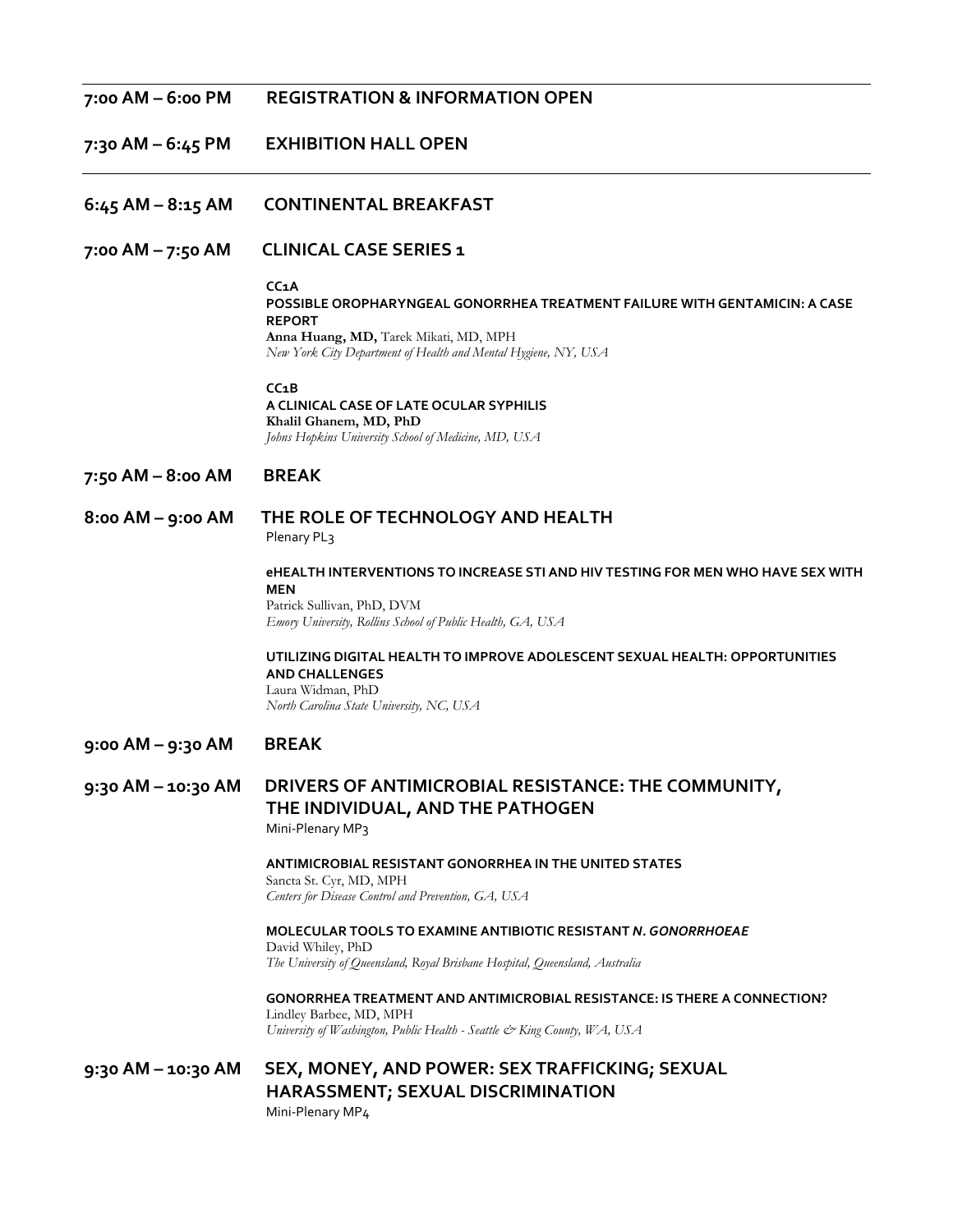---

**7:00 AM – 6:00 PM** **REGISTRATION & INFORMATION OPEN**

**7:30 AM – 6:45 PM** **EXHIBITION HALL OPEN**

---

## 6:45 AM – 8:15 AM CONTINENTAL BREAKFAST

## 7:00 AM – 7:50 AM CLINICAL CASE SERIES 1

**CC1A**
**POSSIBLE OROPHARYNGEAL GONORRHEA TREATMENT FAILURE WITH GENTAMICIN: A CASE REPORT**
**Anna Huang, MD,** Tarek Mikati, MD, MPH
*New York City Department of Health and Mental Hygiene, NY, USA*

**CC1B**
**A CLINICAL CASE OF LATE OCULAR SYPHILIS**
**Khalil Ghanem, MD, PhD**
*Johns Hopkins University School of Medicine, MD, USA*

## 7:50 AM – 8:00 AM BREAK

## 8:00 AM – 9:00 AM THE ROLE OF TECHNOLOGY AND HEALTH

Plenary PL3

**eHEALTH INTERVENTIONS TO INCREASE STI AND HIV TESTING FOR MEN WHO HAVE SEX WITH MEN**
Patrick Sullivan, PhD, DVM
*Emory University, Rollins School of Public Health, GA, USA*

**UTILIZING DIGITAL HEALTH TO IMPROVE ADOLESCENT SEXUAL HEALTH: OPPORTUNITIES AND CHALLENGES**
Laura Widman, PhD
*North Carolina State University, NC, USA*

## 9:00 AM – 9:30 AM BREAK

## 9:30 AM – 10:30 AM DRIVERS OF ANTIMICROBIAL RESISTANCE: THE COMMUNITY, THE INDIVIDUAL, AND THE PATHOGEN

Mini-Plenary MP3

**ANTIMICROBIAL RESISTANT GONORRHEA IN THE UNITED STATES**
Sancta St. Cyr, MD, MPH
*Centers for Disease Control and Prevention, GA, USA*

**MOLECULAR TOOLS TO EXAMINE ANTIBIOTIC RESISTANT *N. GONORRHOEAE***
David Whiley, PhD
*The University of Queensland, Royal Brisbane Hospital, Queensland, Australia*

**GONORRHEA TREATMENT AND ANTIMICROBIAL RESISTANCE: IS THERE A CONNECTION?**
Lindley Barbee, MD, MPH
*University of Washington, Public Health - Seattle & King County, WA, USA*

## 9:30 AM – 10:30 AM SEX, MONEY, AND POWER: SEX TRAFFICKING; SEXUAL HARASSMENT; SEXUAL DISCRIMINATION

Mini-Plenary MP4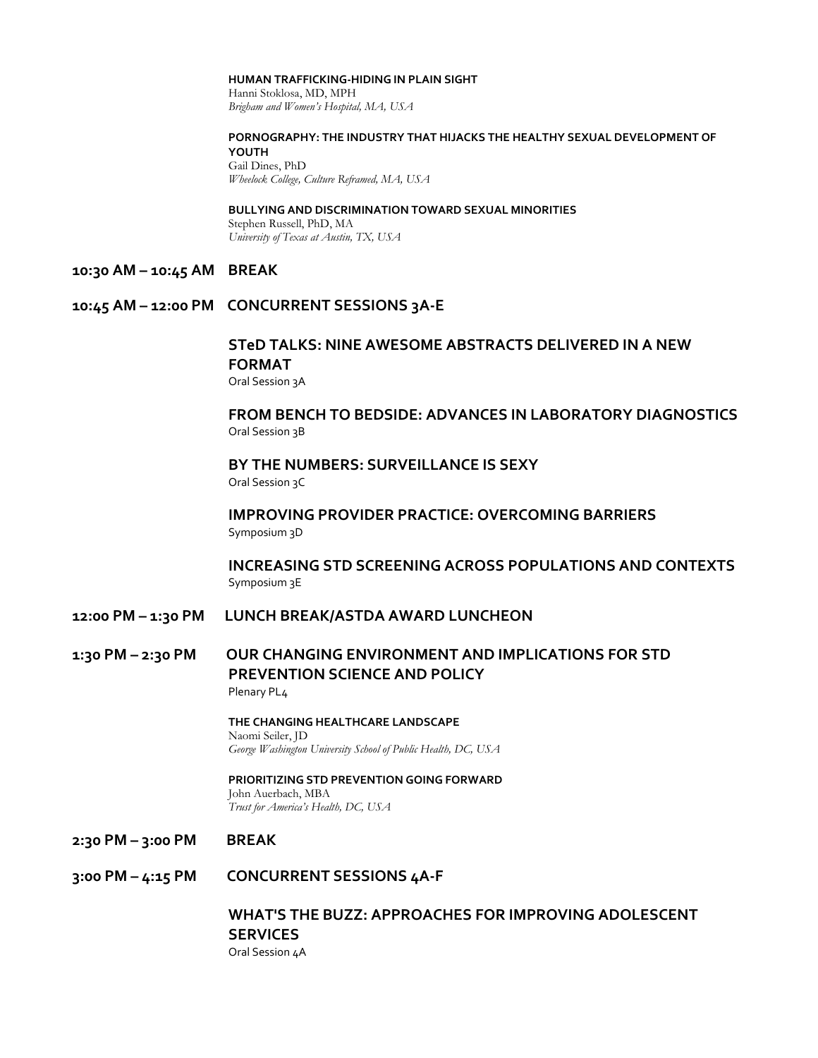**HUMAN TRAFFICKING-HIDING IN PLAIN SIGHT**
Hanni Stoklosa, MD, MPH
*Brigham and Women's Hospital, MA, USA*

**PORNOGRAPHY: THE INDUSTRY THAT HIJACKS THE HEALTHY SEXUAL DEVELOPMENT OF YOUTH**
Gail Dines, PhD
*Wheelock College, Culture Reframed, MA, USA*

**BULLYING AND DISCRIMINATION TOWARD SEXUAL MINORITIES**
Stephen Russell, PhD, MA
*University of Texas at Austin, TX, USA*

**10:30 AM – 10:45 AM BREAK**

**10:45 AM – 12:00 PM CONCURRENT SESSIONS 3A-E**

**STeD TALKS: NINE AWESOME ABSTRACTS DELIVERED IN A NEW FORMAT**
Oral Session 3A

**FROM BENCH TO BEDSIDE: ADVANCES IN LABORATORY DIAGNOSTICS**
Oral Session 3B

**BY THE NUMBERS: SURVEILLANCE IS SEXY**
Oral Session 3C

**IMPROVING PROVIDER PRACTICE: OVERCOMING BARRIERS**
Symposium 3D

**INCREASING STD SCREENING ACROSS POPULATIONS AND CONTEXTS**
Symposium 3E

**12:00 PM – 1:30 PM LUNCH BREAK/ASTDA AWARD LUNCHEON**

**1:30 PM – 2:30 PM OUR CHANGING ENVIRONMENT AND IMPLICATIONS FOR STD PREVENTION SCIENCE AND POLICY**
Plenary PL4

**THE CHANGING HEALTHCARE LANDSCAPE**
Naomi Seiler, JD
*George Washington University School of Public Health, DC, USA*

**PRIORITIZING STD PREVENTION GOING FORWARD**
John Auerbach, MBA
*Trust for America's Health, DC, USA*

**2:30 PM – 3:00 PM BREAK**

**3:00 PM – 4:15 PM CONCURRENT SESSIONS 4A-F**

**WHAT'S THE BUZZ: APPROACHES FOR IMPROVING ADOLESCENT SERVICES**
Oral Session 4A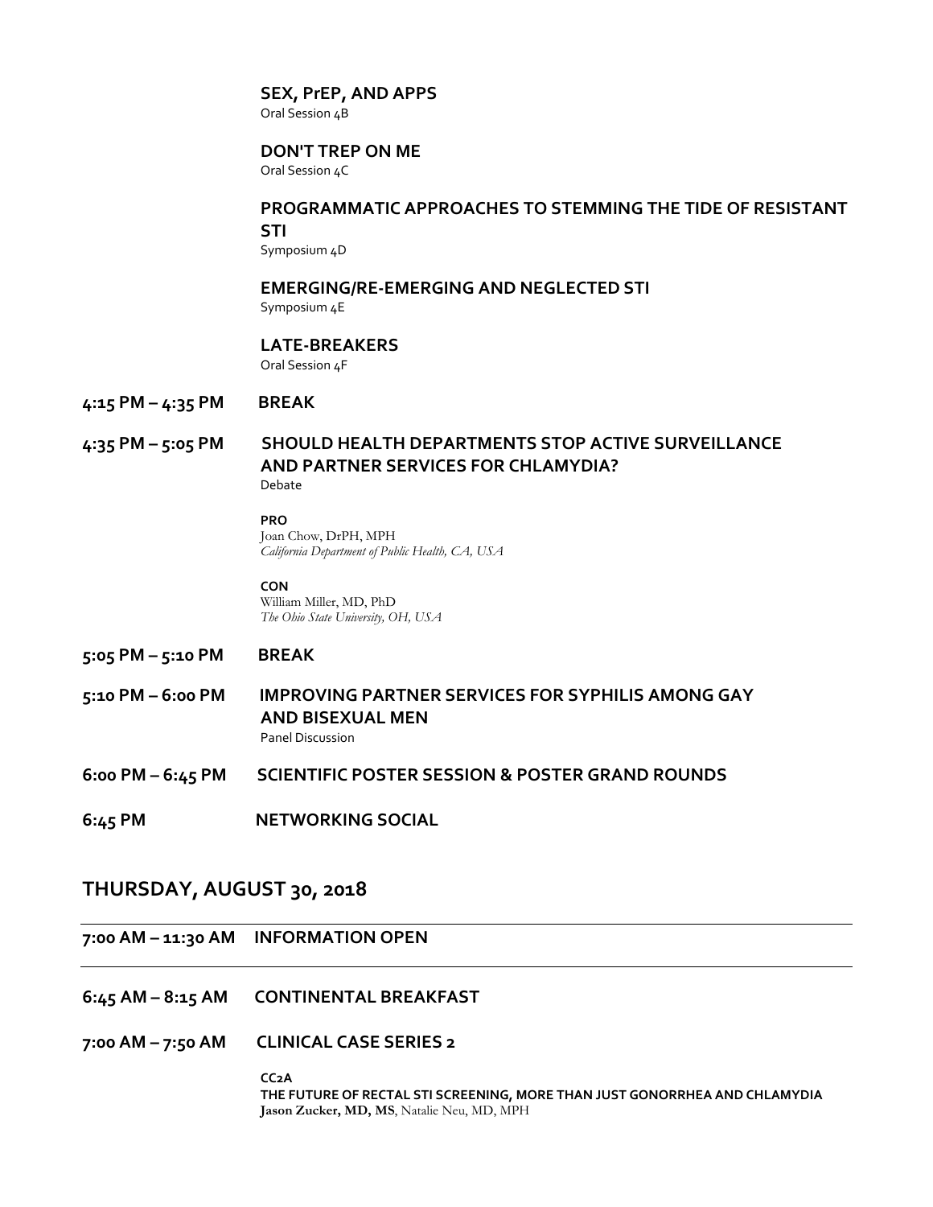**SEX, PrEP, AND APPS**
Oral Session 4B

**DON'T TREP ON ME**
Oral Session 4C

**PROGRAMMATIC APPROACHES TO STEMMING THE TIDE OF RESISTANT STI**
Symposium 4D

**EMERGING/RE-EMERGING AND NEGLECTED STI**
Symposium 4E

**LATE-BREAKERS**
Oral Session 4F

**4:15 PM – 4:35 PM BREAK**

**4:35 PM – 5:05 PM SHOULD HEALTH DEPARTMENTS STOP ACTIVE SURVEILLANCE AND PARTNER SERVICES FOR CHLAMYDIA?**
Debate

**PRO**
Joan Chow, DrPH, MPH
*California Department of Public Health, CA, USA*

**CON**
William Miller, MD, PhD
*The Ohio State University, OH, USA*

**5:05 PM – 5:10 PM BREAK**

**5:10 PM – 6:00 PM IMPROVING PARTNER SERVICES FOR SYPHILIS AMONG GAY AND BISEXUAL MEN**
Panel Discussion

**6:00 PM – 6:45 PM SCIENTIFIC POSTER SESSION & POSTER GRAND ROUNDS**

**6:45 PM NETWORKING SOCIAL**

## THURSDAY, AUGUST 30, 2018

**7:00 AM – 11:30 AM INFORMATION OPEN**

**6:45 AM – 8:15 AM CONTINENTAL BREAKFAST**

**7:00 AM – 7:50 AM CLINICAL CASE SERIES 2**

**CC2A**
**THE FUTURE OF RECTAL STI SCREENING, MORE THAN JUST GONORRHEA AND CHLAMYDIA**
**Jason Zucker, MD, MS**, Natalie Neu, MD, MPH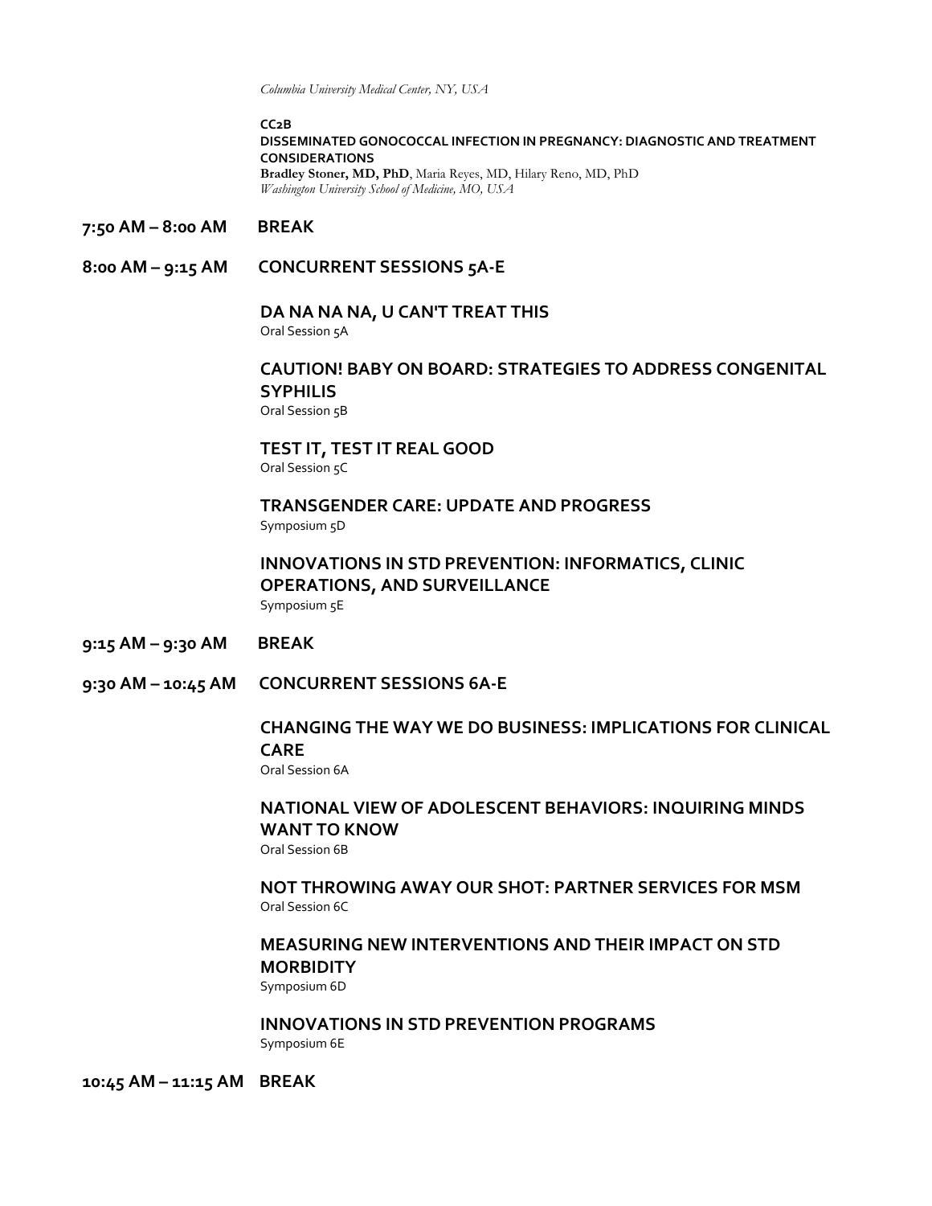*Columbia University Medical Center, NY, USA*

**CC2B**
**DISSEMINATED GONOCOCCAL INFECTION IN PREGNANCY: DIAGNOSTIC AND TREATMENT CONSIDERATIONS**
**Bradley Stoner, MD, PhD**, Maria Reyes, MD, Hilary Reno, MD, PhD
*Washington University School of Medicine, MO, USA*

**7:50 AM – 8:00 AM BREAK**

**8:00 AM – 9:15 AM CONCURRENT SESSIONS 5A-E**

**DA NA NA NA, U CAN'T TREAT THIS**
Oral Session 5A

**CAUTION! BABY ON BOARD: STRATEGIES TO ADDRESS CONGENITAL SYPHILIS**
Oral Session 5B

**TEST IT, TEST IT REAL GOOD**
Oral Session 5C

**TRANSGENDER CARE: UPDATE AND PROGRESS**
Symposium 5D

**INNOVATIONS IN STD PREVENTION: INFORMATICS, CLINIC OPERATIONS, AND SURVEILLANCE**
Symposium 5E

**9:15 AM – 9:30 AM BREAK**

**9:30 AM – 10:45 AM CONCURRENT SESSIONS 6A-E**

**CHANGING THE WAY WE DO BUSINESS: IMPLICATIONS FOR CLINICAL CARE**
Oral Session 6A

**NATIONAL VIEW OF ADOLESCENT BEHAVIORS: INQUIRING MINDS WANT TO KNOW**
Oral Session 6B

**NOT THROWING AWAY OUR SHOT: PARTNER SERVICES FOR MSM**
Oral Session 6C

**MEASURING NEW INTERVENTIONS AND THEIR IMPACT ON STD MORBIDITY**
Symposium 6D

**INNOVATIONS IN STD PREVENTION PROGRAMS**
Symposium 6E

**10:45 AM – 11:15 AM BREAK**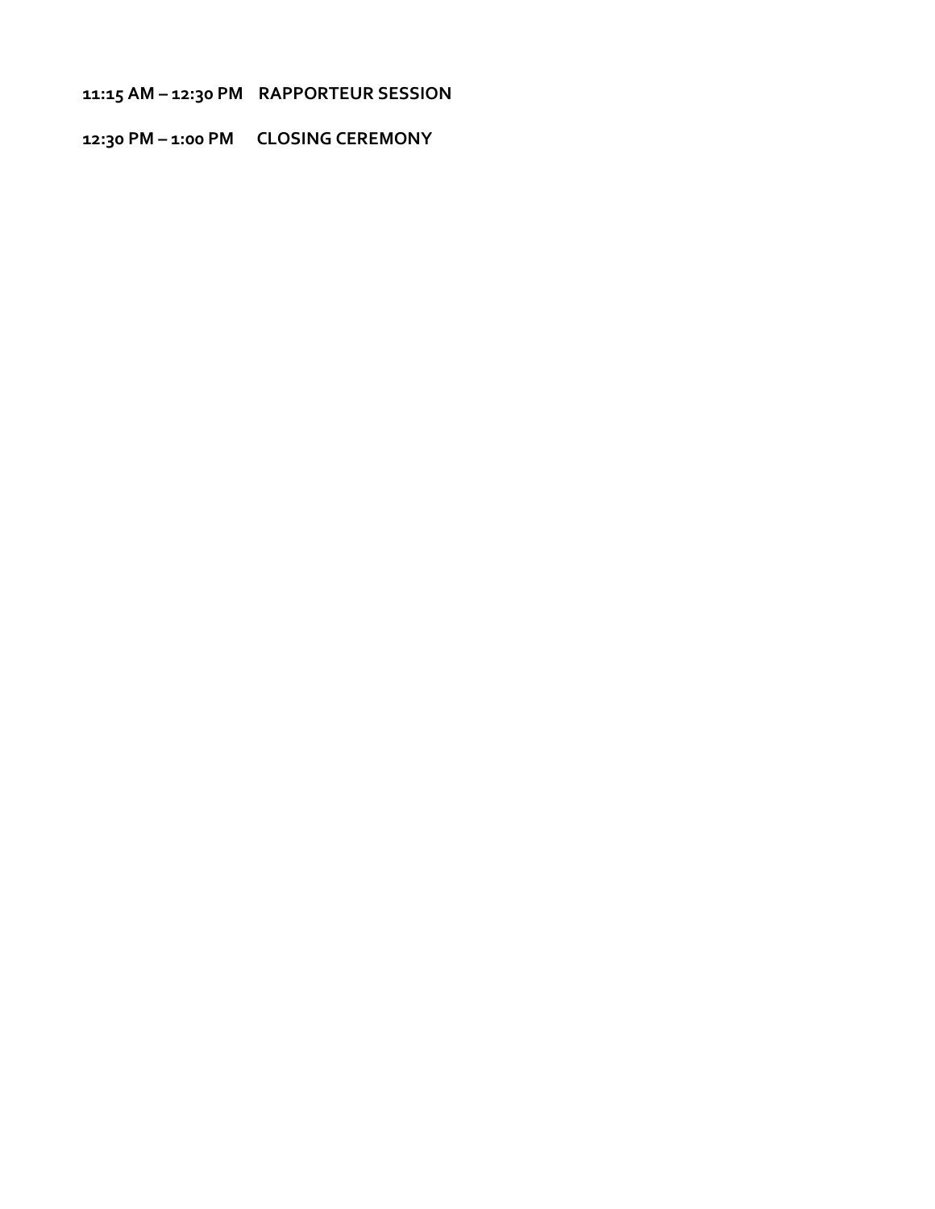**11:15 AM – 12:30 PM RAPPORTEUR SESSION**

**12:30 PM – 1:00 PM CLOSING CEREMONY**